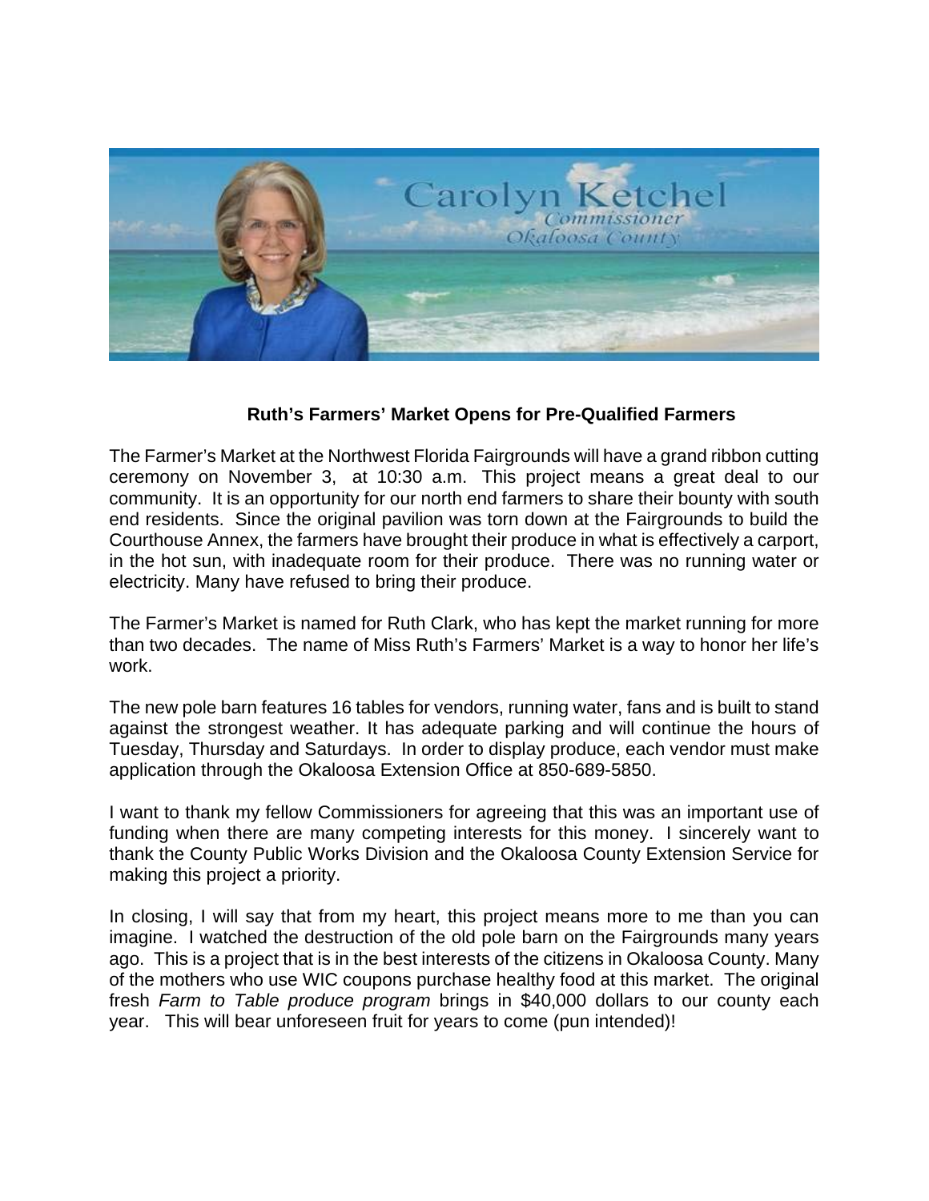Carolyn Ketchel
Commissioner
Okaloosa County

**Ruth's Farmers' Market Opens for Pre-Qualified Farmers**

The Farmer's Market at the Northwest Florida Fairgrounds will have a grand ribbon cutting ceremony on November 3, at 10:30 a.m. This project means a great deal to our community. It is an opportunity for our north end farmers to share their bounty with south end residents. Since the original pavilion was torn down at the Fairgrounds to build the Courthouse Annex, the farmers have brought their produce in what is effectively a carport, in the hot sun, with inadequate room for their produce. There was no running water or electricity. Many have refused to bring their produce.

The Farmer's Market is named for Ruth Clark, who has kept the market running for more than two decades. The name of Miss Ruth's Farmers' Market is a way to honor her life's work.

The new pole barn features 16 tables for vendors, running water, fans and is built to stand against the strongest weather. It has adequate parking and will continue the hours of Tuesday, Thursday and Saturdays. In order to display produce, each vendor must make application through the Okaloosa Extension Office at 850-689-5850.

I want to thank my fellow Commissioners for agreeing that this was an important use of funding when there are many competing interests for this money. I sincerely want to thank the County Public Works Division and the Okaloosa County Extension Service for making this project a priority.

In closing, I will say that from my heart, this project means more to me than you can imagine. I watched the destruction of the old pole barn on the Fairgrounds many years ago. This is a project that is in the best interests of the citizens in Okaloosa County. Many of the mothers who use WIC coupons purchase healthy food at this market. The original fresh *Farm to Table produce program* brings in $40,000 dollars to our county each year. This will bear unforeseen fruit for years to come (pun intended)!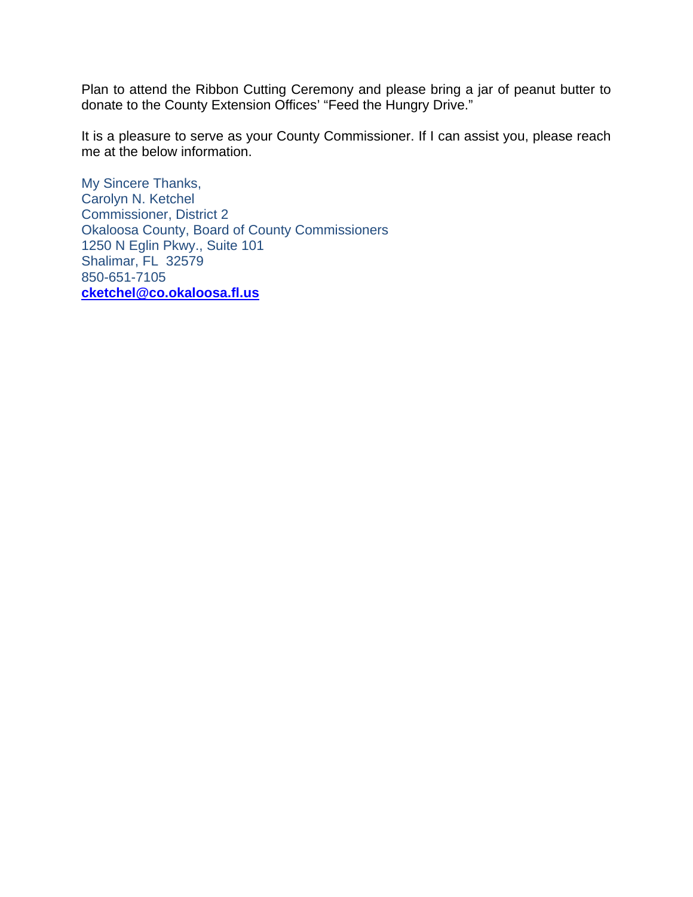Plan to attend the Ribbon Cutting Ceremony and please bring a jar of peanut butter to donate to the County Extension Offices' "Feed the Hungry Drive."

It is a pleasure to serve as your County Commissioner. If I can assist you, please reach me at the below information.

My Sincere Thanks,  
Carolyn N. Ketchel  
Commissioner, District 2  
Okaloosa County, Board of County Commissioners  
1250 N Eglin Pkwy., Suite 101  
Shalimar, FL 32579  
850-651-7105  
**cketchel@co.okaloosa.fl.us**